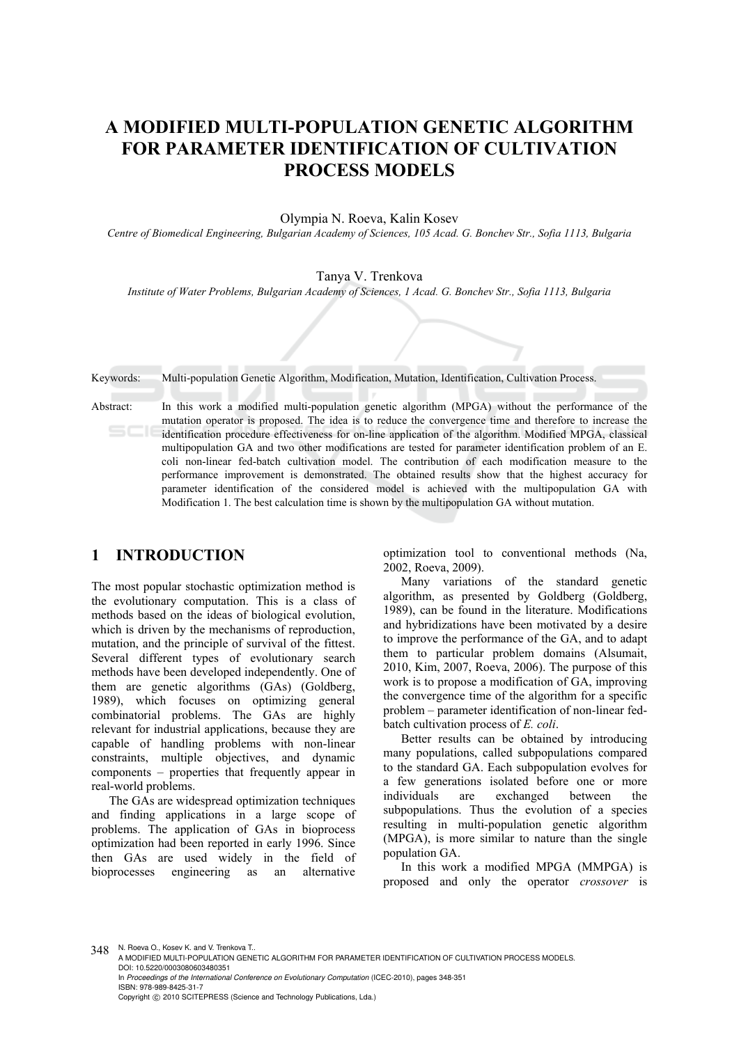# A MODIFIED MULTI-POPULATION GENETIC ALGORITHM FOR PARAMETER IDENTIFICATION OF CULTIVATION PROCESS MODELS

Olympia N. Roeva, Kalin Kosev

*Centre of Biomedical Engineering, Bulgarian Academy of Sciences, 105 Acad. G. Bonchev Str., Sofia 1113, Bulgaria*

Tanya V. Trenkova

*Institute of Water Problems, Bulgarian Academy of Sciences, 1 Acad. G. Bonchev Str., Sofia 1113, Bulgaria*

Keywords: Multi-population Genetic Algorithm, Modification, Mutation, Identification, Cultivation Process.

Abstract: In this work a modified multi-population genetic algorithm (MPGA) without the performance of the mutation operator is proposed. The idea is to reduce the convergence time and therefore to increase the identification procedure effectiveness for on-line application of the algorithm. Modified MPGA, classical multipopulation GA and two other modifications are tested for parameter identification problem of an E. coli non-linear fed-batch cultivation model. The contribution of each modification measure to the performance improvement is demonstrated. The obtained results show that the highest accuracy for parameter identification of the considered model is achieved with the multipopulation GA with Modification 1. The best calculation time is shown by the multipopulation GA without mutation.

## 1 INTRODUCTION

The most popular stochastic optimization method is the evolutionary computation. This is a class of methods based on the ideas of biological evolution, which is driven by the mechanisms of reproduction, mutation, and the principle of survival of the fittest. Several different types of evolutionary search methods have been developed independently. One of them are genetic algorithms (GAs) (Goldberg, 1989), which focuses on optimizing general combinatorial problems. The GAs are highly relevant for industrial applications, because they are capable of handling problems with non-linear constraints, multiple objectives, and dynamic components – properties that frequently appear in real-world problems.

The GAs are widespread optimization techniques and finding applications in a large scope of problems. The application of GAs in bioprocess optimization had been reported in early 1996. Since then GAs are used widely in the field of bioprocesses engineering as an alternative optimization tool to conventional methods (Na, 2002, Roeva, 2009).

Many variations of the standard genetic algorithm, as presented by Goldberg (Goldberg, 1989), can be found in the literature. Modifications and hybridizations have been motivated by a desire to improve the performance of the GA, and to adapt them to particular problem domains (Alsumait, 2010, Kim, 2007, Roeva, 2006). The purpose of this work is to propose a modification of GA, improving the convergence time of the algorithm for a specific problem – parameter identification of non-linear fed-batch cultivation process of *E. coli*.

Better results can be obtained by introducing many populations, called subpopulations compared to the standard GA. Each subpopulation evolves for a few generations isolated before one or more individuals are exchanged between the subpopulations. Thus the evolution of a species resulting in multi-population genetic algorithm (MPGA), is more similar to nature than the single population GA.

In this work a modified MPGA (MMPGA) is proposed and only the operator *crossover* is

N. Roeva O., Kosev K. and V. Trenkova T..
A MODIFIED MULTI-POPULATION GENETIC ALGORITHM FOR PARAMETER IDENTIFICATION OF CULTIVATION PROCESS MODELS.
DOI: 10.5220/0003080603480351
In *Proceedings of the International Conference on Evolutionary Computation* (ICEC-2010), pages 348-351
ISBN: 978-989-8425-31-7
Copyright © 2010 SCITEPRESS (Science and Technology Publications, Lda.)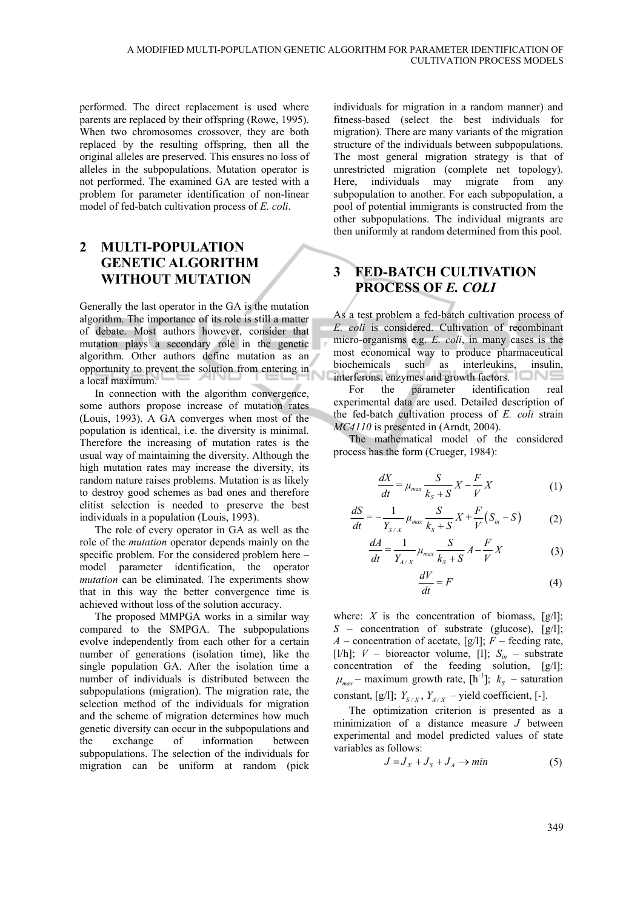performed. The direct replacement is used where parents are replaced by their offspring (Rowe, 1995). When two chromosomes crossover, they are both replaced by the resulting offspring, then all the original alleles are preserved. This ensures no loss of alleles in the subpopulations. Mutation operator is not performed. The examined GA are tested with a problem for parameter identification of non-linear model of fed-batch cultivation process of *E. coli*.

## 2 MULTI-POPULATION GENETIC ALGORITHM WITHOUT MUTATION

Generally the last operator in the GA is the mutation algorithm. The importance of its role is still a matter of debate. Most authors however, consider that mutation plays a secondary role in the genetic algorithm. Other authors define mutation as an opportunity to prevent the solution from entering in a local maximum.

In connection with the algorithm convergence, some authors propose increase of mutation rates (Louis, 1993). A GA converges when most of the population is identical, i.e. the diversity is minimal. Therefore the increasing of mutation rates is the usual way of maintaining the diversity. Although the high mutation rates may increase the diversity, its random nature raises problems. Mutation is as likely to destroy good schemes as bad ones and therefore elitist selection is needed to preserve the best individuals in a population (Louis, 1993).

The role of every operator in GA as well as the role of the *mutation* operator depends mainly on the specific problem. For the considered problem here – model parameter identification, the operator *mutation* can be eliminated. The experiments show that in this way the better convergence time is achieved without loss of the solution accuracy.

The proposed MMPGA works in a similar way compared to the SMPGA. The subpopulations evolve independently from each other for a certain number of generations (isolation time), like the single population GA. After the isolation time a number of individuals is distributed between the subpopulations (migration). The migration rate, the selection method of the individuals for migration and the scheme of migration determines how much genetic diversity can occur in the subpopulations and the exchange of information between subpopulations. The selection of the individuals for migration can be uniform at random (pick individuals for migration in a random manner) and fitness-based (select the best individuals for migration). There are many variants of the migration structure of the individuals between subpopulations. The most general migration strategy is that of unrestricted migration (complete net topology). Here, individuals may migrate from any subpopulation to another. For each subpopulation, a pool of potential immigrants is constructed from the other subpopulations. The individual migrants are then uniformly at random determined from this pool.

## 3 FED-BATCH CULTIVATION PROCESS OF *E. COLI*

As a test problem a fed-batch cultivation process of *E. coli* is considered. Cultivation of recombinant micro-organisms e.g. *E. coli*, in many cases is the most economical way to produce pharmaceutical biochemicals such as interleukins, insulin, interferons, enzymes and growth factors.

For the parameter identification real experimental data are used. Detailed description of the fed-batch cultivation process of *E. coli* strain *MC4110* is presented in (Arndt, 2004).

The mathematical model of the considered process has the form (Crueger, 1984):

$$\frac{dX}{dt} = \mu_{max} \frac{S}{k_S + S} X - \frac{F}{V} X \tag{1}$$

$$\frac{dS}{dt} = -\frac{1}{Y_{S/X}} \mu_{max} \frac{S}{k_S + S} X + \frac{F}{V}\left(S_{in} - S\right) \tag{2}$$

$$\frac{dA}{dt} = \frac{1}{Y_{A/X}} \mu_{max} \frac{S}{k_S + S} A - \frac{F}{V} X \tag{3}$$

$$\frac{dV}{dt} = F \tag{4}$$

where: $X$ is the concentration of biomass, [g/l]; $S$ – concentration of substrate (glucose), [g/l]; $A$ – concentration of acetate, [g/l]; $F$ – feeding rate, [l/h]; $V$ – bioreactor volume, [l]; $S_{in}$ – substrate concentration of the feeding solution, [g/l]; $\mu_{max}$ – maximum growth rate, [h$^{-1}$]; $k_S$ – saturation constant, [g/l]; $Y_{S/X}$, $Y_{A/X}$ – yield coefficient, [-].

The optimization criterion is presented as a minimization of a distance measure $J$ between experimental and model predicted values of state variables as follows:

$$J = J_X + J_S + J_A \rightarrow min \tag{5}$$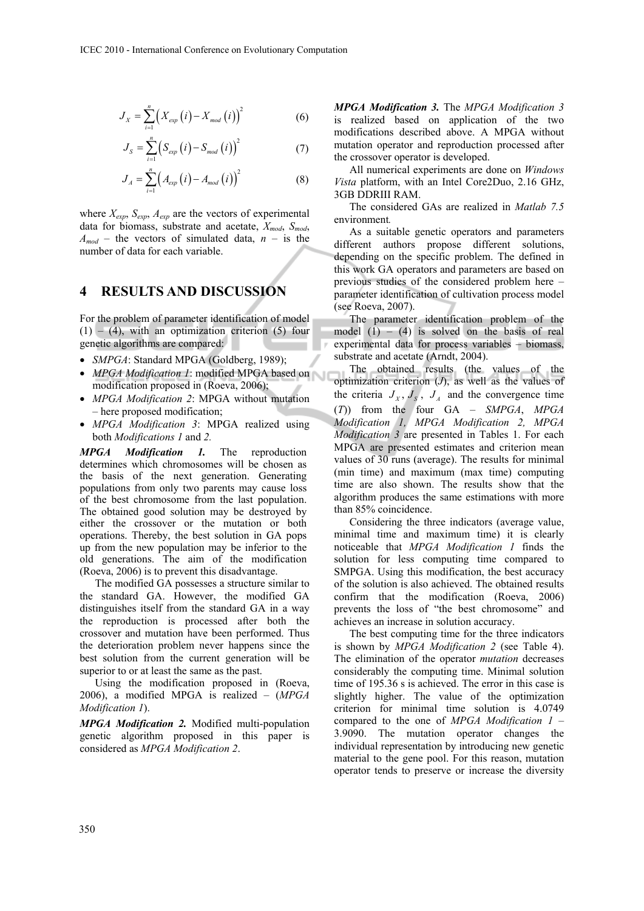$$J_X = \sum_{i=1}^{n} \left( X_{exp}(i) - X_{mod}(i) \right)^2 \tag{6}$$

$$J_S = \sum_{i=1}^{n} \left( S_{exp}(i) - S_{mod}(i) \right)^2 \tag{7}$$

$$J_A = \sum_{i=1}^{n} \left( A_{exp}(i) - A_{mod}(i) \right)^2 \tag{8}$$

where $X_{exp}$, $S_{exp}$, $A_{exp}$ are the vectors of experimental data for biomass, substrate and acetate, $X_{mod}$, $S_{mod}$, $A_{mod}$ – the vectors of simulated data, $n$ – is the number of data for each variable.

## 4 RESULTS AND DISCUSSION

For the problem of parameter identification of model (1) – (4), with an optimization criterion (5) four genetic algorithms are compared:

- *SMPGA*: Standard MPGA (Goldberg, 1989);
- *MPGA Modification 1*: modified MPGA based on modification proposed in (Roeva, 2006);
- *MPGA Modification 2*: MPGA without mutation – here proposed modification;
- *MPGA Modification 3*: MPGA realized using both *Modifications 1* and *2*.

***MPGA Modification 1.*** The reproduction determines which chromosomes will be chosen as the basis of the next generation. Generating populations from only two parents may cause loss of the best chromosome from the last population. The obtained good solution may be destroyed by either the crossover or the mutation or both operations. Thereby, the best solution in GA pops up from the new population may be inferior to the old generations. The aim of the modification (Roeva, 2006) is to prevent this disadvantage.

The modified GA possesses a structure similar to the standard GA. However, the modified GA distinguishes itself from the standard GA in a way the reproduction is processed after both the crossover and mutation have been performed. Thus the deterioration problem never happens since the best solution from the current generation will be superior to or at least the same as the past.

Using the modification proposed in (Roeva, 2006), a modified MPGA is realized – (*MPGA Modification 1*).

***MPGA Modification 2.*** Modified multi-population genetic algorithm proposed in this paper is considered as *MPGA Modification 2*.

***MPGA Modification 3.*** The *MPGA Modification 3* is realized based on application of the two modifications described above. A MPGA without mutation operator and reproduction processed after the crossover operator is developed.

All numerical experiments are done on *Windows Vista* platform, with an Intel Core2Duo, 2.16 GHz, 3GB DDRIII RAM.

The considered GAs are realized in *Matlab 7.5* environment.

As a suitable genetic operators and parameters different authors propose different solutions, depending on the specific problem. The defined in this work GA operators and parameters are based on previous studies of the considered problem here – parameter identification of cultivation process model (see Roeva, 2007).

The parameter identification problem of the model (1) – (4) is solved on the basis of real experimental data for process variables – biomass, substrate and acetate (Arndt, 2004).

The obtained results (the values of the optimization criterion ($J$), as well as the values of the criteria $J_X$, $J_S$, $J_A$ and the convergence time ($T$)) from the four GA – *SMPGA*, *MPGA Modification 1, MPGA Modification 2, MPGA Modification 3* are presented in Tables 1. For each MPGA are presented estimates and criterion mean values of 30 runs (average). The results for minimal (min time) and maximum (max time) computing time are also shown. The results show that the algorithm produces the same estimations with more than 85% coincidence.

Considering the three indicators (average value, minimal time and maximum time) it is clearly noticeable that *MPGA Modification 1* finds the solution for less computing time compared to SMPGA. Using this modification, the best accuracy of the solution is also achieved. The obtained results confirm that the modification (Roeva, 2006) prevents the loss of "the best chromosome" and achieves an increase in solution accuracy.

The best computing time for the three indicators is shown by *MPGA Modification 2* (see Table 4). The elimination of the operator *mutation* decreases considerably the computing time. Minimal solution time of 195.36 s is achieved. The error in this case is slightly higher. The value of the optimization criterion for minimal time solution is 4.0749 compared to the one of *MPGA Modification 1* – 3.9090. The mutation operator changes the individual representation by introducing new genetic material to the gene pool. For this reason, mutation operator tends to preserve or increase the diversity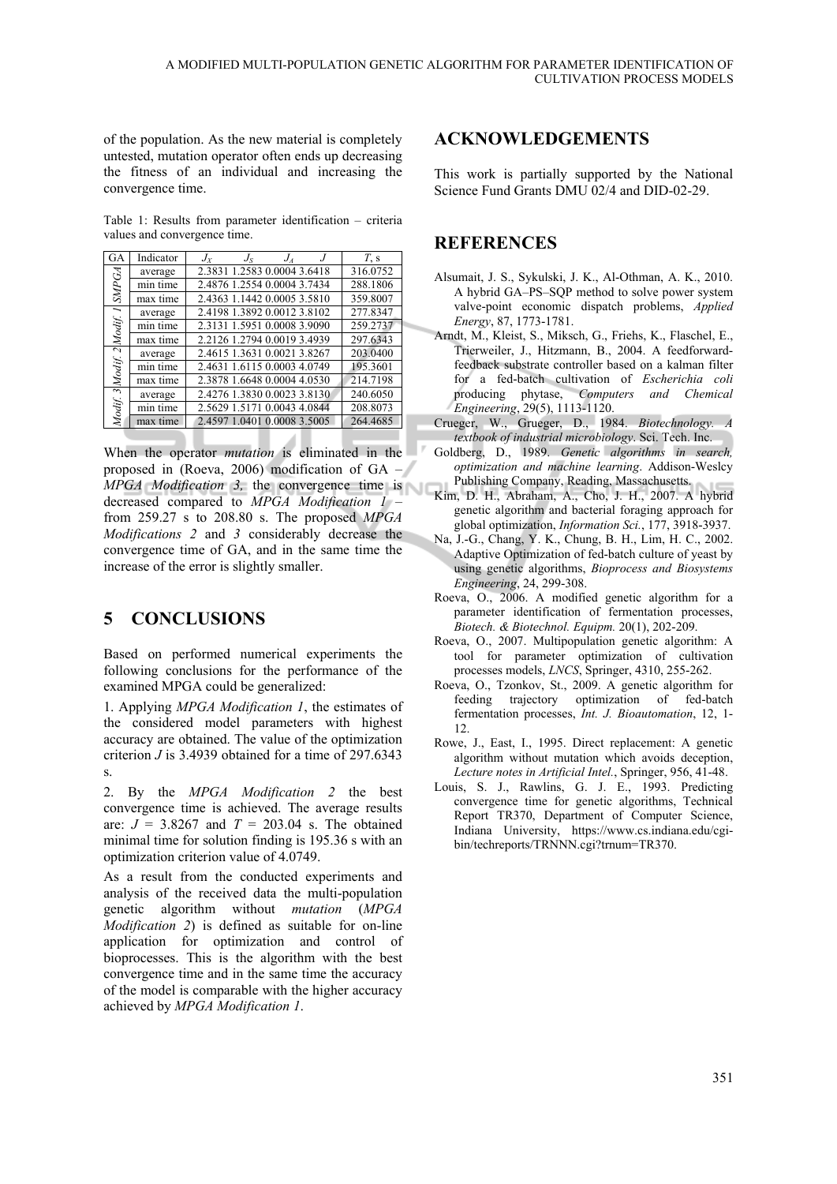of the population. As the new material is completely untested, mutation operator often ends up decreasing the fitness of an individual and increasing the convergence time.

Table 1: Results from parameter identification – criteria values and convergence time.

| GA | Indicator | $J_X$ | $J_S$ | $J_A$ | $J$ | $T$, s |
|---|---|---|---|---|---|---|
| *SMPGA* | average | 2.3831 | 1.2583 | 0.0004 | 3.6418 | 316.0752 |
| | min time | 2.4876 | 1.2554 | 0.0004 | 3.7434 | 288.1806 |
| | max time | 2.4363 | 1.1442 | 0.0005 | 3.5810 | 359.8007 |
| *Modif. 1* | average | 2.4198 | 1.3892 | 0.0012 | 3.8102 | 277.8347 |
| | min time | 2.3131 | 1.5951 | 0.0008 | 3.9090 | 259.2737 |
| | max time | 2.2126 | 1.2794 | 0.0019 | 3.4939 | 297.6343 |
| *Modif. 2* | average | 2.4615 | 1.3631 | 0.0021 | 3.8267 | 203.0400 |
| | min time | 2.4631 | 1.6115 | 0.0003 | 4.0749 | 195.3601 |
| | max time | 2.3878 | 1.6648 | 0.0004 | 4.0530 | 214.7198 |
| *Modif. 3* | average | 2.4276 | 1.3830 | 0.0023 | 3.8130 | 240.6050 |
| | min time | 2.5629 | 1.5171 | 0.0043 | 4.0844 | 208.8073 |
| | max time | 2.4597 | 1.0401 | 0.0008 | 3.5005 | 264.4685 |

When the operator *mutation* is eliminated in the proposed in (Roeva, 2006) modification of GA – *MPGA Modification 3,* the convergence time is decreased compared to *MPGA Modification 1* – from 259.27 s to 208.80 s. The proposed *MPGA Modifications 2* and *3* considerably decrease the convergence time of GA, and in the same time the increase of the error is slightly smaller.

## 5 CONCLUSIONS

Based on performed numerical experiments the following conclusions for the performance of the examined MPGA could be generalized:

1. Applying *MPGA Modification 1*, the estimates of the considered model parameters with highest accuracy are obtained. The value of the optimization criterion *J* is 3.4939 obtained for a time of 297.6343 s.

2. By the *MPGA Modification 2* the best convergence time is achieved. The average results are: $J$ = 3.8267 and $T$ = 203.04 s. The obtained minimal time for solution finding is 195.36 s with an optimization criterion value of 4.0749.

As a result from the conducted experiments and analysis of the received data the multi-population genetic algorithm without *mutation* (*MPGA Modification 2*) is defined as suitable for on-line application for optimization and control of bioprocesses. This is the algorithm with the best convergence time and in the same time the accuracy of the model is comparable with the higher accuracy achieved by *MPGA Modification 1*.

## ACKNOWLEDGEMENTS

This work is partially supported by the National Science Fund Grants DMU 02/4 and DID-02-29.

## REFERENCES

Alsumait, J. S., Sykulski, J. K., Al-Othman, A. K., 2010. A hybrid GA–PS–SQP method to solve power system valve-point economic dispatch problems, *Applied Energy*, 87, 1773-1781.

Arndt, M., Kleist, S., Miksch, G., Friehs, K., Flaschel, E., Trierweiler, J., Hitzmann, B., 2004. A feedforward-feedback substrate controller based on a kalman filter for a fed-batch cultivation of *Escherichia coli* producing phytase, *Computers and Chemical Engineering*, 29(5), 1113-1120.

Crueger, W., Grueger, D., 1984. *Biotechnology. A textbook of industrial microbiology*. Sci. Tech. Inc.

Goldberg, D., 1989. *Genetic algorithms in search, optimization and machine learning*. Addison-Weslcy Publishing Company, Reading, Massachusetts.

Kim, D. H., Abraham, A., Cho, J. H., 2007. A hybrid genetic algorithm and bacterial foraging approach for global optimization, *Information Sci.*, 177, 3918-3937.

Na, J.-G., Chang, Y. K., Chung, B. H., Lim, H. C., 2002. Adaptive Optimization of fed-batch culture of yeast by using genetic algorithms, *Bioprocess and Biosystems Engineering*, 24, 299-308.

Roeva, O., 2006. A modified genetic algorithm for a parameter identification of fermentation processes, *Biotech. & Biotechnol. Equipm.* 20(1), 202-209.

Roeva, O., 2007. Multipopulation genetic algorithm: A tool for parameter optimization of cultivation processes models, *LNCS*, Springer, 4310, 255-262.

Roeva, O., Tzonkov, St., 2009. A genetic algorithm for feeding trajectory optimization of fed-batch fermentation processes, *Int. J. Bioautomation*, 12, 1-12.

Rowe, J., East, I., 1995. Direct replacement: A genetic algorithm without mutation which avoids deception, *Lecture notes in Artificial Intel.*, Springer, 956, 41-48.

Louis, S. J., Rawlins, G. J. E., 1993. Predicting convergence time for genetic algorithms, Technical Report TR370, Department of Computer Science, Indiana University, https://www.cs.indiana.edu/cgi-bin/techreports/TRNNN.cgi?trnum=TR370.